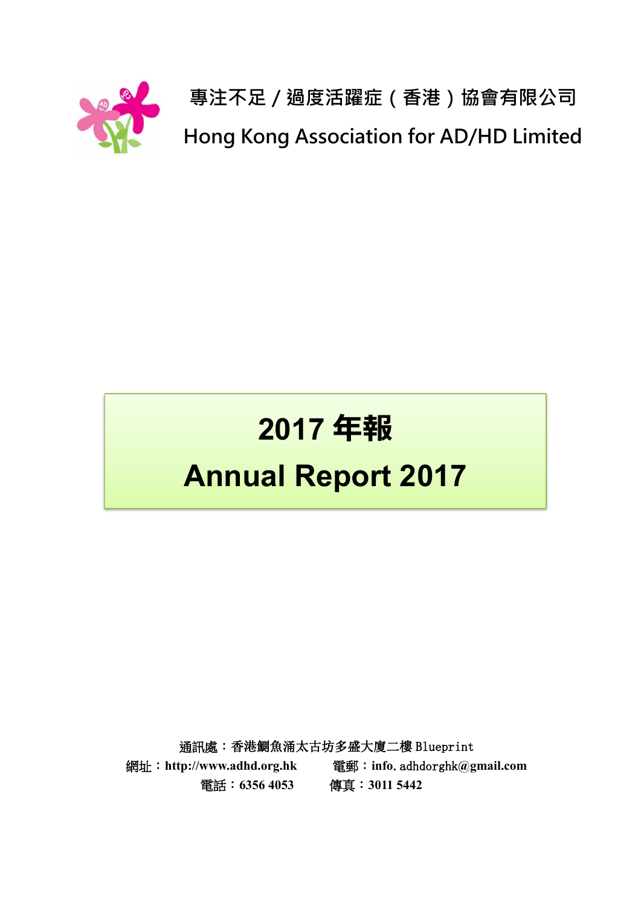**專注不足／過度活躍症（香港）協會有限公司**

**Hong Kong Association for AD/HD Limited**

# 2017 年報

# Annual Report 2017

通訊處：香港鰂魚涌太古坊多盛大廈二樓 Blueprint

網址：**http://www.adhd.org.hk** 電郵：**info.**adhdorghk**@gmail.com**

電話：**6356 4053** 傳真：**3011 5442**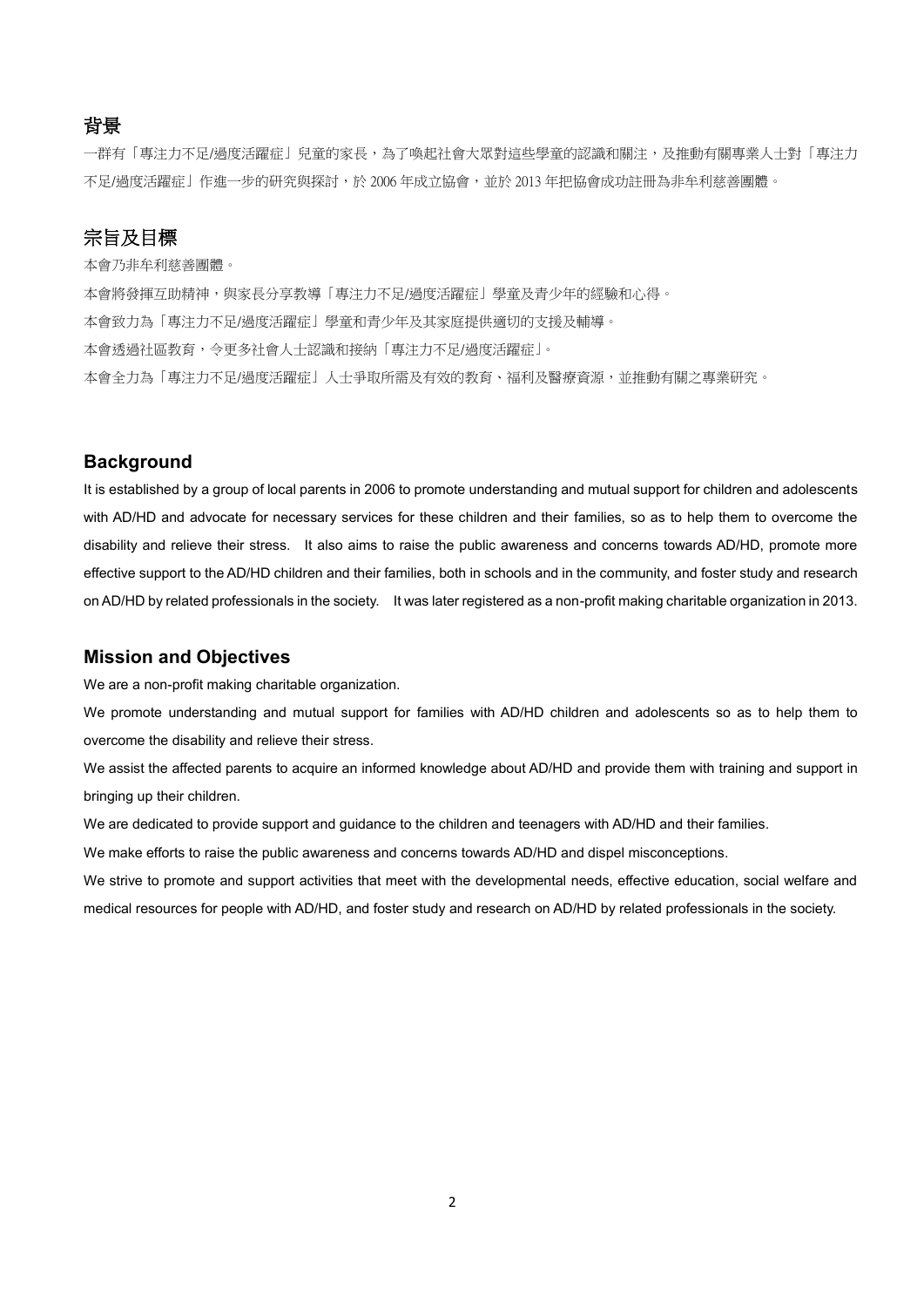## 背景

一群有「專注力不足/過度活躍症」兒童的家長，為了喚起社會大眾對這些學童的認識和關注，及推動有關專業人士對「專注力不足/過度活躍症」作進一步的研究與探討，於 2006 年成立協會，並於 2013 年把協會成功註冊為非牟利慈善團體。

## 宗旨及目標

本會乃非牟利慈善團體。

本會將發揮互助精神，與家長分享教導「專注力不足/過度活躍症」學童及青少年的經驗和心得。

本會致力為「專注力不足/過度活躍症」學童和青少年及其家庭提供適切的支援及輔導。

本會透過社區教育，令更多社會人士認識和接納「專注力不足/過度活躍症」。

本會全力為「專注力不足/過度活躍症」人士爭取所需及有效的教育、福利及醫療資源，並推動有關之專業研究。

## Background

It is established by a group of local parents in 2006 to promote understanding and mutual support for children and adolescents with AD/HD and advocate for necessary services for these children and their families, so as to help them to overcome the disability and relieve their stress. It also aims to raise the public awareness and concerns towards AD/HD, promote more effective support to the AD/HD children and their families, both in schools and in the community, and foster study and research on AD/HD by related professionals in the society. It was later registered as a non-profit making charitable organization in 2013.

## Mission and Objectives

We are a non-profit making charitable organization.

We promote understanding and mutual support for families with AD/HD children and adolescents so as to help them to overcome the disability and relieve their stress.

We assist the affected parents to acquire an informed knowledge about AD/HD and provide them with training and support in bringing up their children.

We are dedicated to provide support and guidance to the children and teenagers with AD/HD and their families.

We make efforts to raise the public awareness and concerns towards AD/HD and dispel misconceptions.

We strive to promote and support activities that meet with the developmental needs, effective education, social welfare and medical resources for people with AD/HD, and foster study and research on AD/HD by related professionals in the society.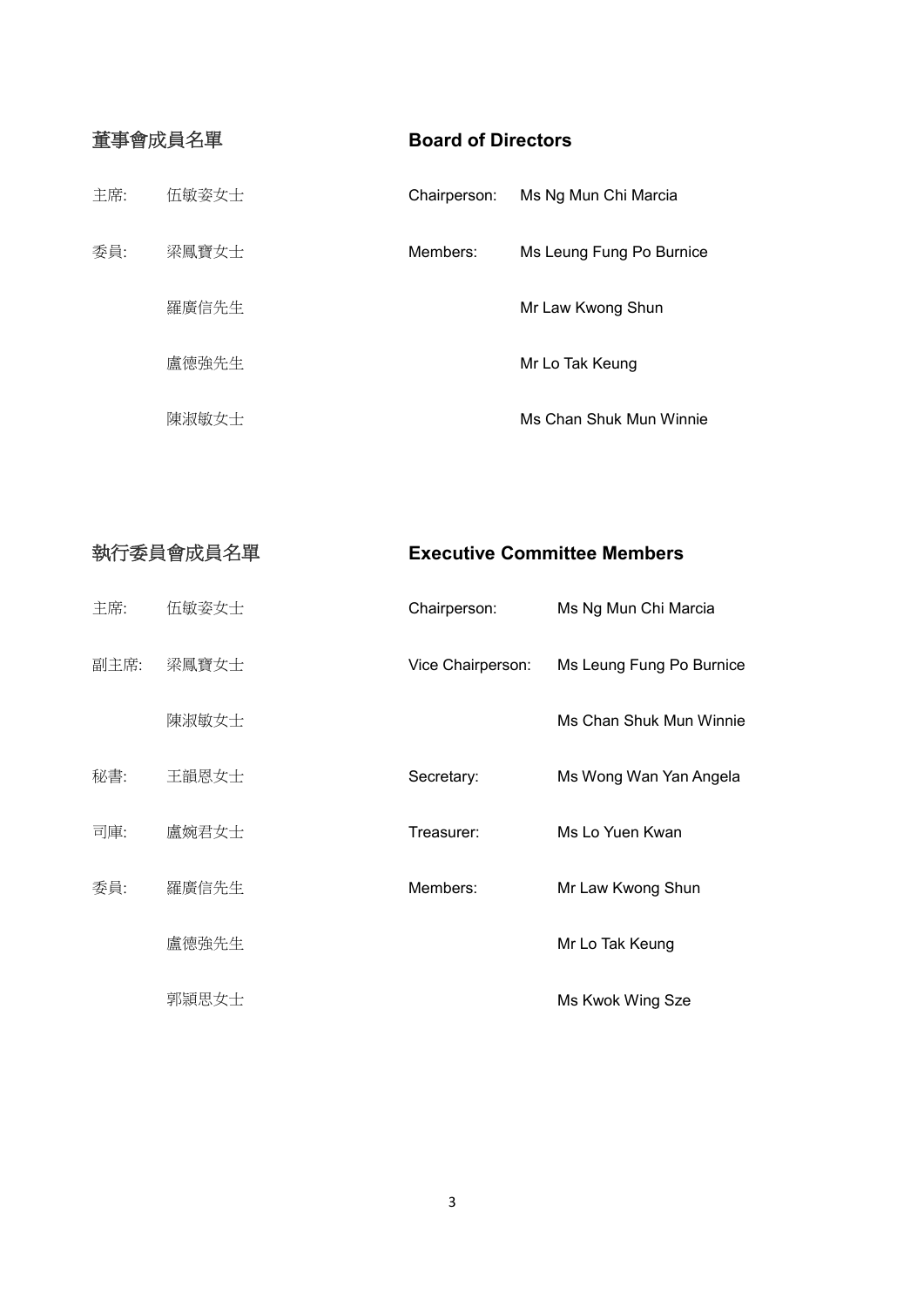## 董事會成員名單 / Board of Directors

| 職位 | 姓名 | Position | Name |
|---|---|---|---|
| 主席: | 伍敏姿女士 | Chairperson: | Ms Ng Mun Chi Marcia |
| 委員: | 梁鳳寶女士 | Members: | Ms Leung Fung Po Burnice |
| | 羅廣信先生 | | Mr Law Kwong Shun |
| | 盧德強先生 | | Mr Lo Tak Keung |
| | 陳淑敏女士 | | Ms Chan Shuk Mun Winnie |

## 執行委員會成員名單 / Executive Committee Members

| 職位 | 姓名 | Position | Name |
|---|---|---|---|
| 主席: | 伍敏姿女士 | Chairperson: | Ms Ng Mun Chi Marcia |
| 副主席: | 梁鳳寶女士 | Vice Chairperson: | Ms Leung Fung Po Burnice |
| | 陳淑敏女士 | | Ms Chan Shuk Mun Winnie |
| 秘書: | 王韻恩女士 | Secretary: | Ms Wong Wan Yan Angela |
| 司庫: | 盧婉君女士 | Treasurer: | Ms Lo Yuen Kwan |
| 委員: | 羅廣信先生 | Members: | Mr Law Kwong Shun |
| | 盧德強先生 | | Mr Lo Tak Keung |
| | 郭潁思女士 | | Ms Kwok Wing Sze |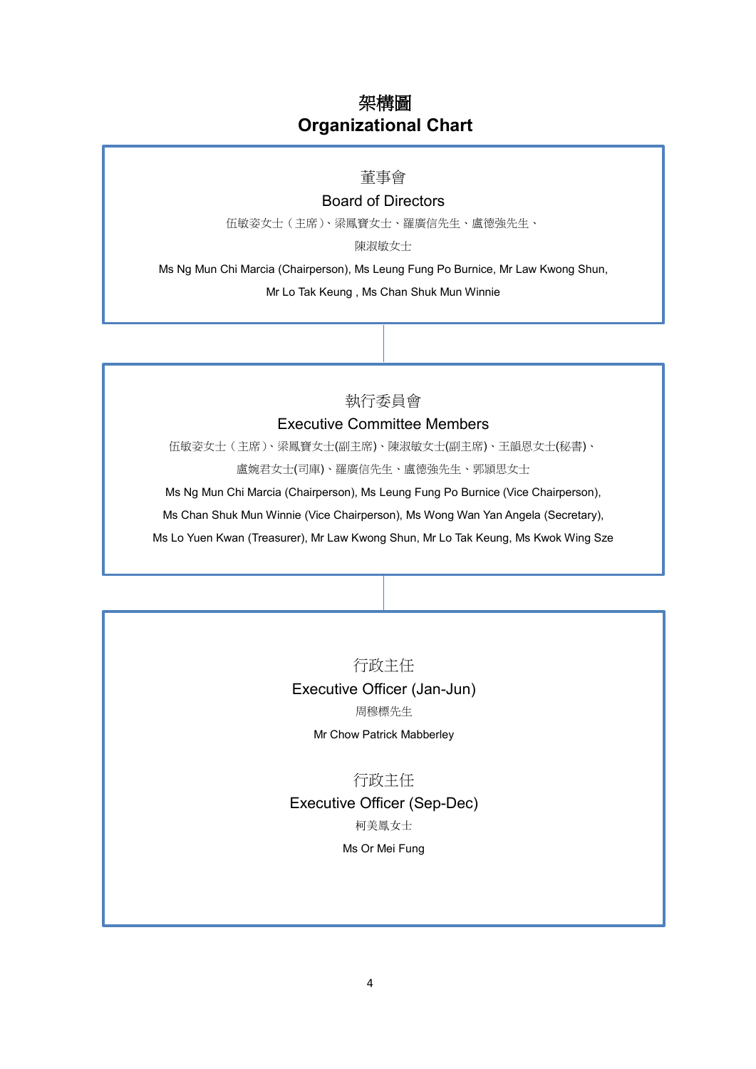# 架構圖
# Organizational Chart

## 董事會
## Board of Directors

伍敏姿女士（主席）、梁鳳寶女士、羅廣信先生、盧德強先生、陳淑敏女士

Ms Ng Mun Chi Marcia (Chairperson), Ms Leung Fung Po Burnice, Mr Law Kwong Shun, Mr Lo Tak Keung , Ms Chan Shuk Mun Winnie

## 執行委員會
## Executive Committee Members

伍敏姿女士（主席）、梁鳳寶女士(副主席)、陳淑敏女士(副主席)、王韻恩女士(秘書)、盧婉君女士(司庫)、羅廣信先生、盧德強先生、郭穎思女士

Ms Ng Mun Chi Marcia (Chairperson), Ms Leung Fung Po Burnice (Vice Chairperson), Ms Chan Shuk Mun Winnie (Vice Chairperson), Ms Wong Wan Yan Angela (Secretary), Ms Lo Yuen Kwan (Treasurer), Mr Law Kwong Shun, Mr Lo Tak Keung, Ms Kwok Wing Sze

## 行政主任
## Executive Officer (Jan-Jun)

周穆標先生

Mr Chow Patrick Mabberley

## 行政主任
## Executive Officer (Sep-Dec)

柯美鳳女士

Ms Or Mei Fung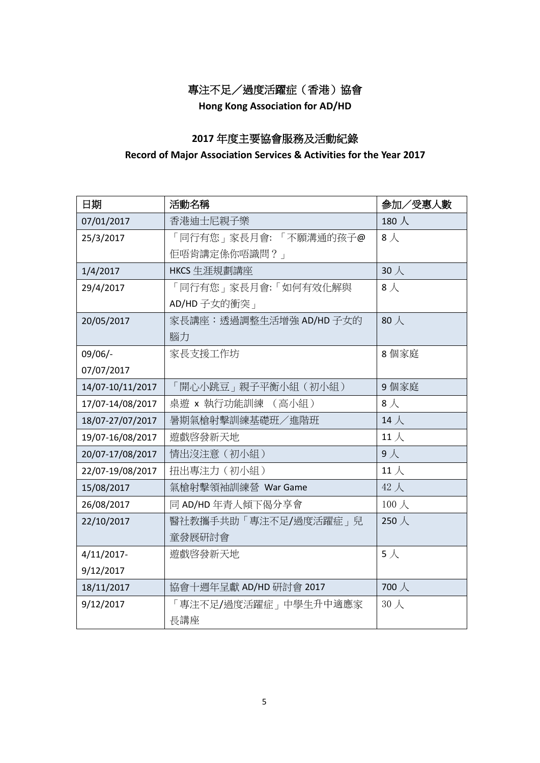# 專注不足／過度活躍症（香港）協會

**Hong Kong Association for AD/HD**

## 2017 年度主要協會服務及活動紀錄

**Record of Major Association Services & Activities for the Year 2017**

| 日期 | 活動名稱 | 參加／受惠人數 |
|---|---|---|
| 07/01/2017 | 香港迪士尼親子樂 | 180 人 |
| 25/3/2017 | 「同行有您」家長月會: 「不願溝通的孩子@佢唔肯講定係你唔識問？」 | 8 人 |
| 1/4/2017 | HKCS 生涯規劃講座 | 30 人 |
| 29/4/2017 | 「同行有您」家長月會:「如何有效化解與 AD/HD 子女的衝突」 | 8 人 |
| 20/05/2017 | 家長講座：透過調整生活增強 AD/HD 子女的腦力 | 80 人 |
| 09/06/-07/07/2017 | 家長支援工作坊 | 8 個家庭 |
| 14/07-10/11/2017 | 「開心小跳豆」親子平衡小組（初小組） | 9 個家庭 |
| 17/07-14/08/2017 | 桌遊 x 執行功能訓練 （高小組） | 8 人 |
| 18/07-27/07/2017 | 暑期氣槍射擊訓練基礎班／進階班 | 14 人 |
| 19/07-16/08/2017 | 遊戲啓發新天地 | 11 人 |
| 20/07-17/08/2017 | 情出沒注意（初小組） | 9 人 |
| 22/07-19/08/2017 | 扭出專注力（初小組） | 11 人 |
| 15/08/2017 | 氣槍射擊領袖訓練營 War Game | 42 人 |
| 26/08/2017 | 同 AD/HD 年青人傾下偈分享會 | 100 人 |
| 22/10/2017 | 醫社教攜手共助「專注不足/過度活躍症」兒童發展研討會 | 250 人 |
| 4/11/2017-9/12/2017 | 遊戲啓發新天地 | 5 人 |
| 18/11/2017 | 協會十週年呈獻 AD/HD 研討會 2017 | 700 人 |
| 9/12/2017 | 「專注不足/過度活躍症」中學生升中適應家長講座 | 30 人 |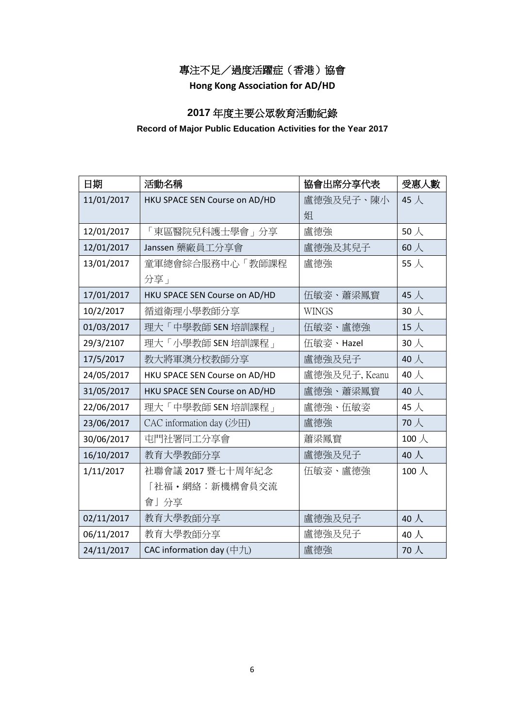# 專注不足／過度活躍症（香港）協會

**Hong Kong Association for AD/HD**

## 2017 年度主要公眾教育活動紀錄

**Record of Major Public Education Activities for the Year 2017**

| 日期 | 活動名稱 | 協會出席分享代表 | 受惠人數 |
|---|---|---|---|
| 11/01/2017 | HKU SPACE SEN Course on AD/HD | 盧德強及兒子、陳小姐 | 45 人 |
| 12/01/2017 | 「東區醫院兒科護士學會」分享 | 盧德強 | 50 人 |
| 12/01/2017 | Janssen 藥廠員工分享會 | 盧德強及其兒子 | 60 人 |
| 13/01/2017 | 童軍總會綜合服務中心「教師課程分享」 | 盧德強 | 55 人 |
| 17/01/2017 | HKU SPACE SEN Course on AD/HD | 伍敏姿、蕭梁鳳寶 | 45 人 |
| 10/2/2017 | 循道衛理小學教師分享 | WINGS | 30 人 |
| 01/03/2017 | 理大「中學教師 SEN 培訓課程」 | 伍敏姿、盧德強 | 15 人 |
| 29/3/2107 | 理大「小學教師 SEN 培訓課程」 | 伍敏姿、Hazel | 30 人 |
| 17/5/2017 | 教大將軍澳分校教師分享 | 盧德強及兒子 | 40 人 |
| 24/05/2017 | HKU SPACE SEN Course on AD/HD | 盧德強及兒子, Keanu | 40 人 |
| 31/05/2017 | HKU SPACE SEN Course on AD/HD | 盧德強、蕭梁鳳寶 | 40 人 |
| 22/06/2017 | 理大「中學教師 SEN 培訓課程」 | 盧德強、伍敏姿 | 45 人 |
| 23/06/2017 | CAC information day (沙田) | 盧德強 | 70 人 |
| 30/06/2017 | 屯門社署同工分享會 | 蕭梁鳳寶 | 100 人 |
| 16/10/2017 | 教育大學教師分享 | 盧德強及兒子 | 40 人 |
| 1/11/2017 | 社聯會議 2017 暨七十周年紀念「社福・網絡：新機構會員交流會」分享 | 伍敏姿、盧德強 | 100 人 |
| 02/11/2017 | 教育大學教師分享 | 盧德強及兒子 | 40 人 |
| 06/11/2017 | 教育大學教師分享 | 盧德強及兒子 | 40 人 |
| 24/11/2017 | CAC information day (中九) | 盧德強 | 70 人 |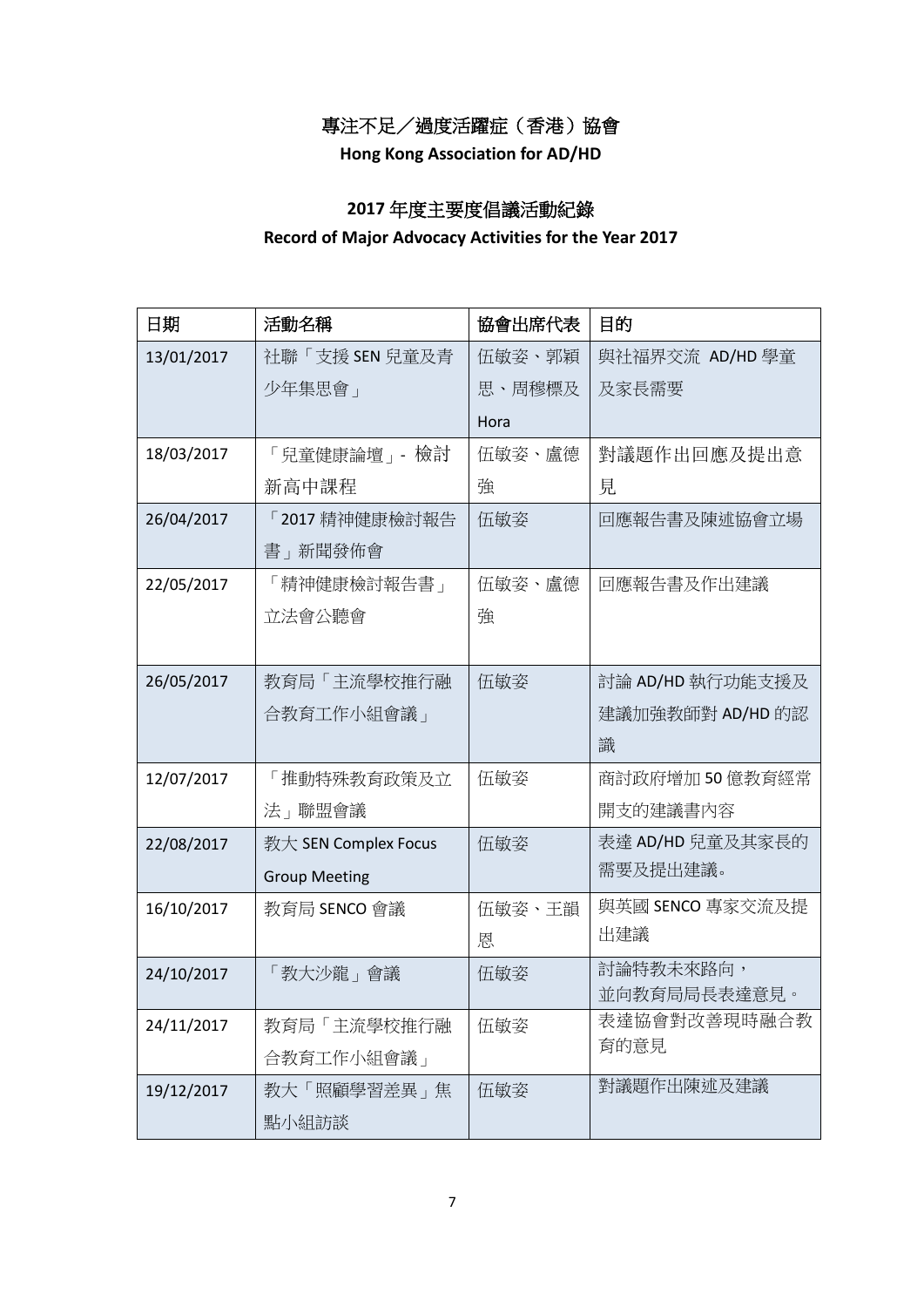# 專注不足／過度活躍症（香港）協會

**Hong Kong Association for AD/HD**

## 2017 年度主要度倡議活動紀錄

**Record of Major Advocacy Activities for the Year 2017**

| 日期 | 活動名稱 | 協會出席代表 | 目的 |
|---|---|---|---|
| 13/01/2017 | 社聯「支援 SEN 兒童及青少年集思會」 | 伍敏姿、郭穎思、周穆標及 Hora | 與社福界交流 AD/HD 學童及家長需要 |
| 18/03/2017 | 「兒童健康論壇」- 檢討新高中課程 | 伍敏姿、盧德強 | 對議題作出回應及提出意見 |
| 26/04/2017 | 「2017 精神健康檢討報告書」新聞發佈會 | 伍敏姿 | 回應報告書及陳述協會立場 |
| 22/05/2017 | 「精神健康檢討報告書」立法會公聽會 | 伍敏姿、盧德強 | 回應報告書及作出建議 |
| 26/05/2017 | 教育局「主流學校推行融合教育工作小組會議」 | 伍敏姿 | 討論 AD/HD 執行功能支援及建議加強教師對 AD/HD 的認識 |
| 12/07/2017 | 「推動特殊教育政策及立法」聯盟會議 | 伍敏姿 | 商討政府增加 50 億教育經常開支的建議書內容 |
| 22/08/2017 | 教大 SEN Complex Focus Group Meeting | 伍敏姿 | 表達 AD/HD 兒童及其家長的需要及提出建議。 |
| 16/10/2017 | 教育局 SENCO 會議 | 伍敏姿、王韻恩 | 與英國 SENCO 專家交流及提出建議 |
| 24/10/2017 | 「教大沙龍」會議 | 伍敏姿 | 討論特教未來路向，並向教育局局長表達意見。 |
| 24/11/2017 | 教育局「主流學校推行融合教育工作小組會議」 | 伍敏姿 | 表達協會對改善現時融合教育的意見 |
| 19/12/2017 | 教大「照顧學習差異」焦點小組訪談 | 伍敏姿 | 對議題作出陳述及建議 |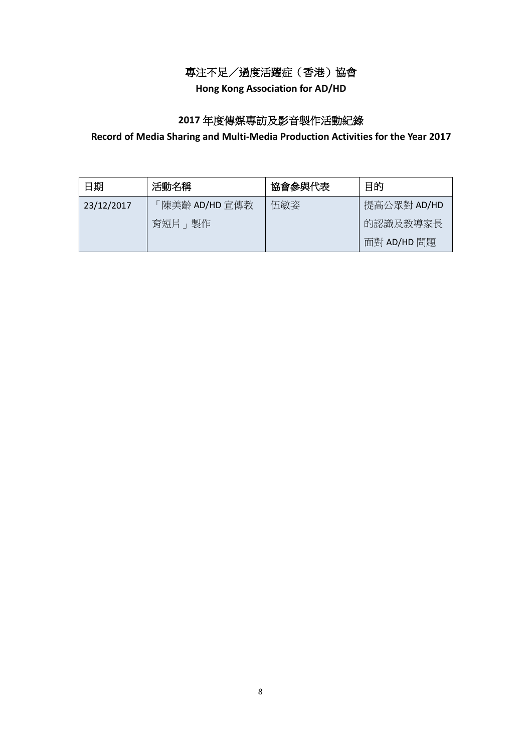# 專注不足／過度活躍症（香港）協會

**Hong Kong Association for AD/HD**

## 2017 年度傳媒專訪及影音製作活動紀錄

**Record of Media Sharing and Multi-Media Production Activities for the Year 2017**

| 日期 | 活動名稱 | 協會參與代表 | 目的 |
|---|---|---|---|
| 23/12/2017 | 「陳美齡 AD/HD 宣傳教育短片」製作 | 伍敏姿 | 提高公眾對 AD/HD 的認識及教導家長面對 AD/HD 問題 |